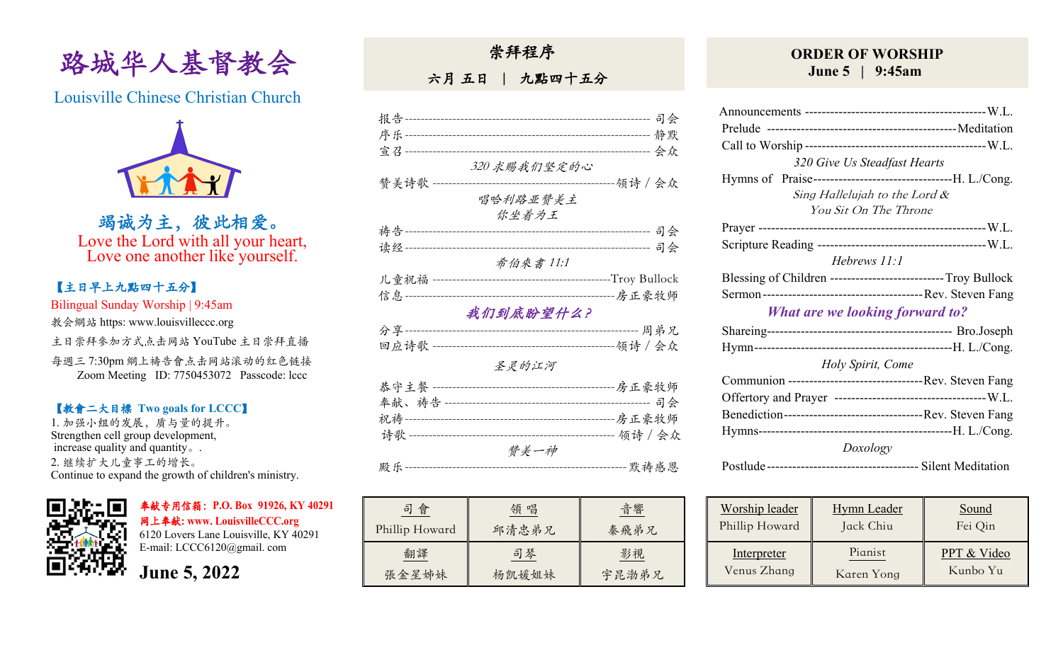# 路城华人基督教会

Louisville Chinese Christian Church

**竭诚为主，彼此相爱。**
Love the Lord with all your heart,
Love one another like yourself.

**【主日早上九點四十五分】**
Bilingual Sunday Worship | 9:45am
教會網站 https: www.louisvilleccc.org
主日崇拜参加方式点击网站 YouTube 主日崇拜直播
每週三 7:30pm 網上禱告會点击网站滚动的红色链接
Zoom Meeting ID: 7750453072 Passcode: lccc

**【教會二大目標 Two goals for LCCC】**
1. 加强小组的发展，质与量的提升。
Strengthen cell group development,
increase quality and quantity。.
2. 继续扩大儿童事工的增长。
Continue to expand the growth of children's ministry.

**奉献专用信箱：P.O. Box 91926, KY 40291**
**网上奉献: www. LouisvilleCCC.org**
6120 Lovers Lane Louisville, KY 40291
E-mail: LCCC6120@gmail. com

**June 5, 2022**

## 崇拜程序

**六月 五日 | 九點四十五分**

报告 ---------- 司会
序乐 ---------- 静默
宣召 ---------- 会众
*320 求赐我们坚定的心*
赞美诗歌 ---------- 领诗 / 会众
*唱哈利路亚赞美主*
*你坐着为王*
祷告 ---------- 司会
读经 ---------- 司会
*希伯來書 11:1*
儿童祝福 ---------- Troy Bullock
信息 ---------- 房正豪牧师
***我们到底盼望什么？***
分享 ---------- 周弟兄
回应诗歌 ---------- 领诗 / 会众
*圣灵的江河*
恭守主餐 ---------- 房正豪牧师
奉献、祷告 ---------- 司会
祝祷 ---------- 房正豪牧师
诗歌 ---------- 领诗 / 会众
*赞美一神*
殿乐 ---------- 默祷感恩

| 司 會 | 領 唱 | 音響 |
|---|---|---|
| Phillip Howard | 邱清忠弟兄 | 秦飛弟兄 |
| 翻譯 | 司琴 | 影視 |
| 張金星姊妹 | 杨凯媛姐妹 | 宇昆渤弟兄 |

## ORDER OF WORSHIP

**June 5 | 9:45am**

Announcements ---------- W.L.
Prelude ---------- Meditation
Call to Worship ---------- W.L.
*320 Give Us Steadfast Hearts*
Hymns of Praise ---------- H. L./Cong.
*Sing Hallelujah to the Lord &*
*You Sit On The Throne*
Prayer ---------- W.L.
Scripture Reading ---------- W.L.
*Hebrews 11:1*
Blessing of Children ---------- Troy Bullock
Sermon ---------- Rev. Steven Fang
***What are we looking forward to?***
Shareing ---------- Bro.Joseph
Hymn ---------- H. L./Cong.
*Holy Spirit, Come*
Communion ---------- Rev. Steven Fang
Offertory and Prayer ---------- W.L.
Benediction ---------- Rev. Steven Fang
Hymns ---------- H. L./Cong.
*Doxology*
Postlude ---------- Silent Meditation

| Worship leader | Hymn Leader | Sound |
|---|---|---|
| Phillip Howard | Jack Chiu | Fei Qin |
| Interpreter | Pianist | PPT & Video |
| Venus Zhang | Karen Yong | Kunbo Yu |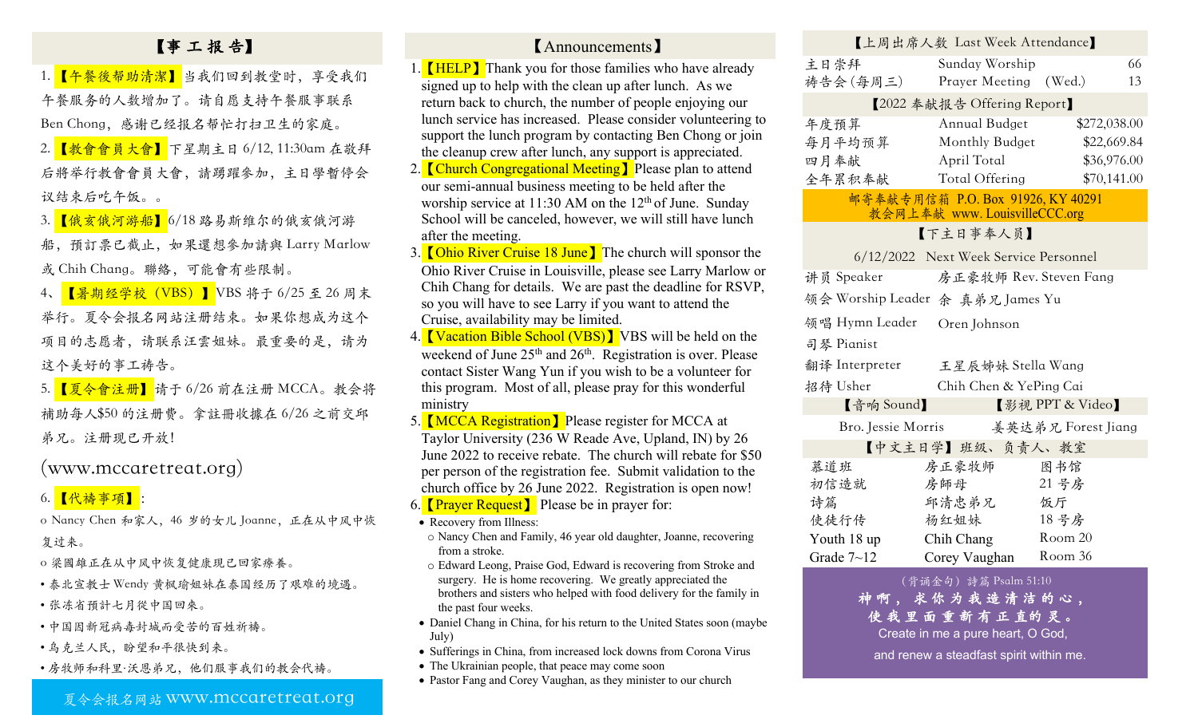## 【事工报告】

1. 【午餐後帮助清潔】当我们回到教堂时，享受我们午餐服务的人数增加了。请自愿支持午餐服事联系 Ben Chong，感谢已经报名帮忙打扫卫生的家庭。

2. 【教會會員大會】下星期主日 6/12, 11:30am 在敬拜後將舉行教會會員大會，請踴躍參加，主日學暫停会议结束后吃午饭。。

3. 【俄亥俄河游船】6/18 路易斯维尔的俄亥俄河游船，預訂票已截止，如果還想參加請與 Larry Marlow 或 Chih Chang。聯絡，可能會有些限制。

4、【暑期经学校（VBS）】VBS 将于 6/25 至 26 周末举行。夏令会报名网站注册结束。如果你想成为这个项目的志愿者，请联系汪雲姐妹。最重要的是，请为这个美好的事工祷告。

5. 【夏令會注册】请于 6/26 前在注册 MCCA。教會将補助每人$50 的注册费。拿註册收據在 6/26 之前交邱弟兄。注册现已开放！

(www.mccaretreat.org)

6. 【代祷事項】:

- Nancy Chen 和家人，46 岁的女儿 Joanne，正在从中风中恢复过来。
- 梁國雄正在从中风中恢复健康现已回家療養。
- 泰北宣教士 Wendy 黄楓瑜姐妹在泰国经历了艰难的境遇。
- 张冻省預計七月從中国回來。
- 中国因新冠病毒封城而受苦的百姓祈祷。
- 乌克兰人民，盼望和平很快到来。
- 房牧师和科里·沃恩弟兄，他们服事我们的教会代祷。

夏令会报名网站 www.mccaretreat.org

## 【Announcements】

1. 【HELP】Thank you for those families who have already signed up to help with the clean up after lunch. As we return back to church, the number of people enjoying our lunch service has increased. Please consider volunteering to support the lunch program by contacting Ben Chong or join the cleanup crew after lunch, any support is appreciated.

2. 【Church Congregational Meeting】Please plan to attend our semi-annual business meeting to be held after the worship service at 11:30 AM on the 12th of June. Sunday School will be canceled, however, we will still have lunch after the meeting.

3. 【Ohio River Cruise 18 June】The church will sponsor the Ohio River Cruise in Louisville, please see Larry Marlow or Chih Chang for details. We are past the deadline for RSVP, so you will have to see Larry if you want to attend the Cruise, availability may be limited.

4. 【Vacation Bible School (VBS)】VBS will be held on the weekend of June 25th and 26th. Registration is over. Please contact Sister Wang Yun if you wish to be a volunteer for this program. Most of all, please pray for this wonderful ministry

5. 【MCCA Registration】Please register for MCCA at Taylor University (236 W Reade Ave, Upland, IN) by 26 June 2022 to receive rebate. The church will rebate for $50 per person of the registration fee. Submit validation to the church office by 26 June 2022. Registration is open now!

6. 【Prayer Request】 Please be in prayer for:
   - Recovery from Illness:
     - Nancy Chen and Family, 46 year old daughter, Joanne, recovering from a stroke.
     - Edward Leong, Praise God, Edward is recovering from Stroke and surgery. He is home recovering. We greatly appreciated the brothers and sisters who helped with food delivery for the family in the past four weeks.
   - Daniel Chang in China, for his return to the United States soon (maybe July)
   - Sufferings in China, from increased lock downs from Corona Virus
   - The Ukrainian people, that peace may come soon
   - Pastor Fang and Corey Vaughan, as they minister to our church

## 【上周出席人数 Last Week Attendance】

| | | |
|---|---|---|
| 主日崇拜 | Sunday Worship | 66 |
| 祷告会（每周三） | Prayer Meeting (Wed.) | 13 |

## 【2022 奉献报告 Offering Report】

| | | |
|---|---|---|
| 年度预算 | Annual Budget | $272,038.00 |
| 每月平均预算 | Monthly Budget | $22,669.84 |
| 四月奉献 | April Total | $36,976.00 |
| 全年累积奉献 | Total Offering | $70,141.00 |

邮寄奉献专用信箱 P.O. Box 91926, KY 40291
教会网上奉献 www.LouisvilleCCC.org

## 【下主日事奉人员】

6/12/2022 Next Week Service Personnel

| | |
|---|---|
| 讲员 Speaker | 房正豪牧师 Rev. Steven Fang |
| 领会 Worship Leader | 余 真弟兄 James Yu |
| 领唱 Hymn Leader | Oren Johnson |
| 司琴 Pianist | |
| 翻译 Interpreter | 王星辰姊妹 Stella Wang |
| 招待 Usher | Chih Chen & YePing Cai |
| 【音响 Sound】 | 【影视 PPT & Video】 |
| Bro. Jessie Morris | 姜英达弟兄 Forest Jiang |

## 【中文主日学】班级、负责人、教室

| | | |
|---|---|---|
| 慕道班 | 房正豪牧师 | 图书馆 |
| 初信造就 | 房師母 | 21 号房 |
| 诗篇 | 邱清忠弟兄 | 饭厅 |
| 使徒行传 | 杨红姐妹 | 18 号房 |
| Youth 18 up | Chih Chang | Room 20 |
| Grade 7~12 | Corey Vaughan | Room 36 |

（背诵金句）诗篇 Psalm 51:10

**神 啊， 求 你 为 我 造 清 洁 的 心，**
**使 我 里 面 重 新 有 正 直 的 灵。**

Create in me a pure heart, O God,
and renew a steadfast spirit within me.